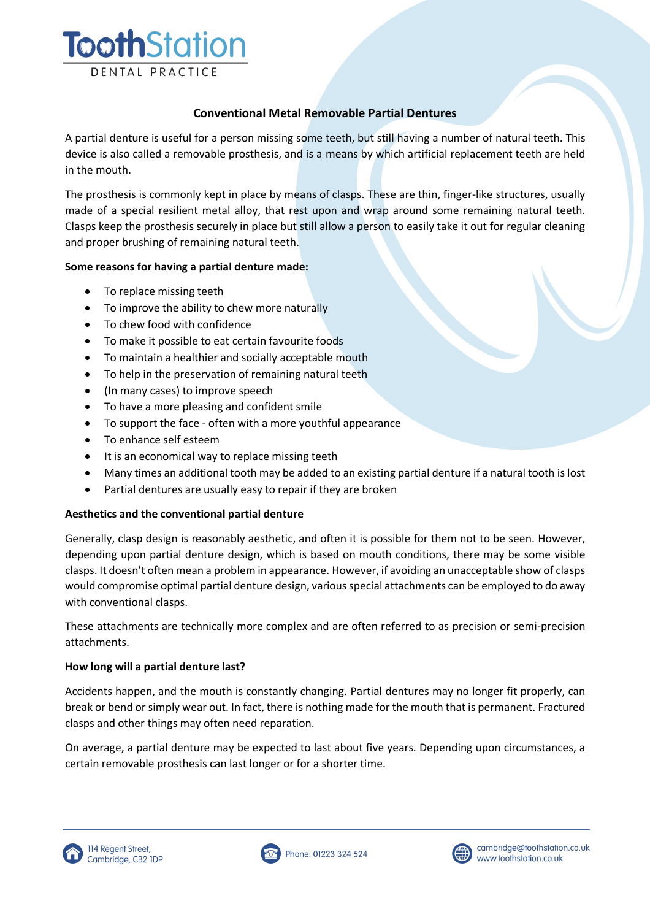# Conventional Metal Removable Partial Dentures

A partial denture is useful for a person missing some teeth, but still having a number of natural teeth. This device is also called a removable prosthesis, and is a means by which artificial replacement teeth are held in the mouth.

The prosthesis is commonly kept in place by means of clasps. These are thin, finger-like structures, usually made of a special resilient metal alloy, that rest upon and wrap around some remaining natural teeth. Clasps keep the prosthesis securely in place but still allow a person to easily take it out for regular cleaning and proper brushing of remaining natural teeth.

**Some reasons for having a partial denture made:**

- To replace missing teeth
- To improve the ability to chew more naturally
- To chew food with confidence
- To make it possible to eat certain favourite foods
- To maintain a healthier and socially acceptable mouth
- To help in the preservation of remaining natural teeth
- (In many cases) to improve speech
- To have a more pleasing and confident smile
- To support the face - often with a more youthful appearance
- To enhance self esteem
- It is an economical way to replace missing teeth
- Many times an additional tooth may be added to an existing partial denture if a natural tooth is lost
- Partial dentures are usually easy to repair if they are broken

**Aesthetics and the conventional partial denture**

Generally, clasp design is reasonably aesthetic, and often it is possible for them not to be seen. However, depending upon partial denture design, which is based on mouth conditions, there may be some visible clasps. It doesn't often mean a problem in appearance. However, if avoiding an unacceptable show of clasps would compromise optimal partial denture design, various special attachments can be employed to do away with conventional clasps.

These attachments are technically more complex and are often referred to as precision or semi-precision attachments.

**How long will a partial denture last?**

Accidents happen, and the mouth is constantly changing. Partial dentures may no longer fit properly, can break or bend or simply wear out. In fact, there is nothing made for the mouth that is permanent. Fractured clasps and other things may often need reparation.

On average, a partial denture may be expected to last about five years. Depending upon circumstances, a certain removable prosthesis can last longer or for a shorter time.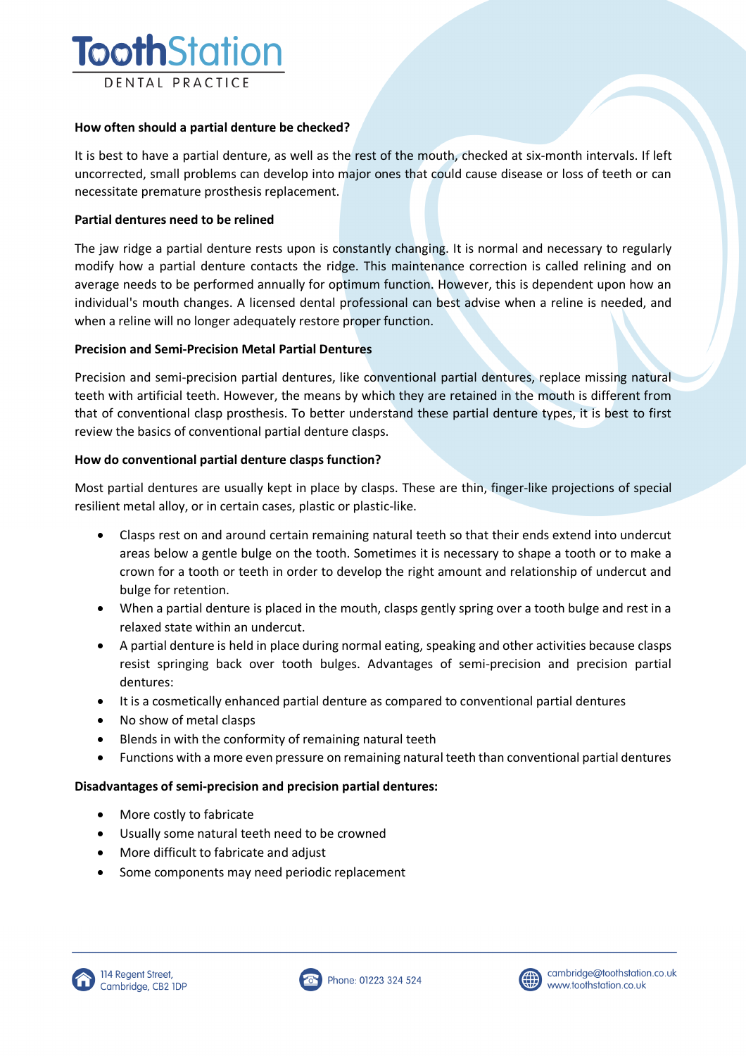### How often should a partial denture be checked?

It is best to have a partial denture, as well as the rest of the mouth, checked at six-month intervals. If left uncorrected, small problems can develop into major ones that could cause disease or loss of teeth or can necessitate premature prosthesis replacement.

### Partial dentures need to be relined

The jaw ridge a partial denture rests upon is constantly changing. It is normal and necessary to regularly modify how a partial denture contacts the ridge. This maintenance correction is called relining and on average needs to be performed annually for optimum function. However, this is dependent upon how an individual's mouth changes. A licensed dental professional can best advise when a reline is needed, and when a reline will no longer adequately restore proper function.

### Precision and Semi-Precision Metal Partial Dentures

Precision and semi-precision partial dentures, like conventional partial dentures, replace missing natural teeth with artificial teeth. However, the means by which they are retained in the mouth is different from that of conventional clasp prosthesis. To better understand these partial denture types, it is best to first review the basics of conventional partial denture clasps.

### How do conventional partial denture clasps function?

Most partial dentures are usually kept in place by clasps. These are thin, finger-like projections of special resilient metal alloy, or in certain cases, plastic or plastic-like.

- Clasps rest on and around certain remaining natural teeth so that their ends extend into undercut areas below a gentle bulge on the tooth. Sometimes it is necessary to shape a tooth or to make a crown for a tooth or teeth in order to develop the right amount and relationship of undercut and bulge for retention.
- When a partial denture is placed in the mouth, clasps gently spring over a tooth bulge and rest in a relaxed state within an undercut.
- A partial denture is held in place during normal eating, speaking and other activities because clasps resist springing back over tooth bulges. Advantages of semi-precision and precision partial dentures:
- It is a cosmetically enhanced partial denture as compared to conventional partial dentures
- No show of metal clasps
- Blends in with the conformity of remaining natural teeth
- Functions with a more even pressure on remaining natural teeth than conventional partial dentures

### Disadvantages of semi-precision and precision partial dentures:

- More costly to fabricate
- Usually some natural teeth need to be crowned
- More difficult to fabricate and adjust
- Some components may need periodic replacement